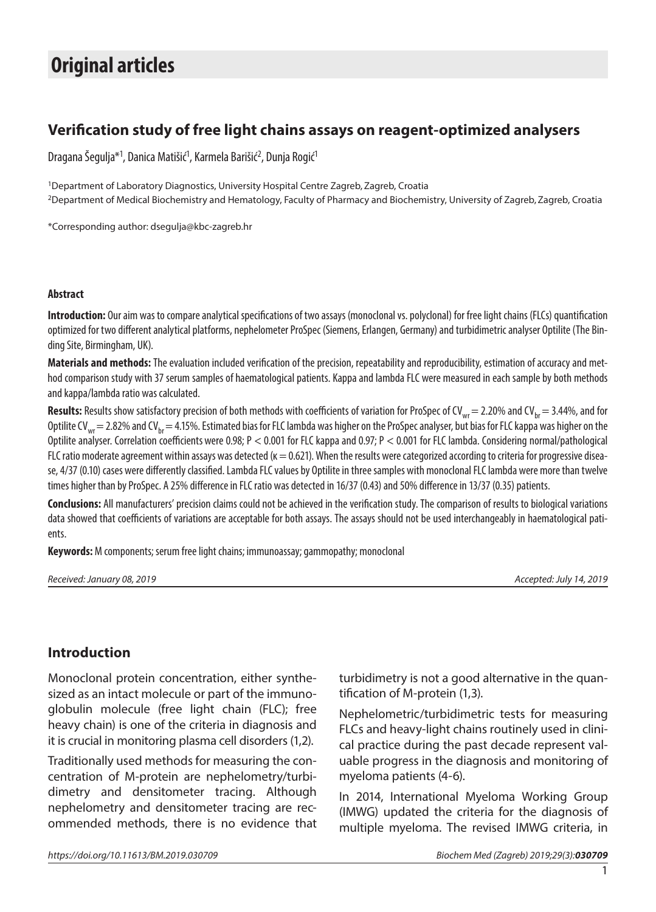# Original articles

## Verification study of free light chains assays on reagent-optimized analysers

Dragana Šegulja*[1], Danica Matišić[1], Karmela Barišić[2], Dunja Rogić[1]

[1]Department of Laboratory Diagnostics, University Hospital Centre Zagreb, Zagreb, Croatia

[2]Department of Medical Biochemistry and Hematology, Faculty of Pharmacy and Biochemistry, University of Zagreb, Zagreb, Croatia

*Corresponding author: dsegulja@kbc-zagreb.hr

### Abstract

**Introduction:** Our aim was to compare analytical specifications of two assays (monoclonal vs. polyclonal) for free light chains (FLCs) quantification optimized for two different analytical platforms, nephelometer ProSpec (Siemens, Erlangen, Germany) and turbidimetric analyser Optilite (The Binding Site, Birmingham, UK).

**Materials and methods:** The evaluation included verification of the precision, repeatability and reproducibility, estimation of accuracy and method comparison study with 37 serum samples of haematological patients. Kappa and lambda FLC were measured in each sample by both methods and kappa/lambda ratio was calculated.

**Results:** Results show satisfactory precision of both methods with coefficients of variation for ProSpec of $CV_{wr} = 2.20\%$ and $CV_{br} = 3.44\%$, and for Optilite $CV_{wr} = 2.82\%$ and $CV_{br} = 4.15\%$. Estimated bias for FLC lambda was higher on the ProSpec analyser, but bias for FLC kappa was higher on the Optilite analyser. Correlation coefficients were 0.98; $P < 0.001$ for FLC kappa and 0.97; $P < 0.001$ for FLC lambda. Considering normal/pathological FLC ratio moderate agreement within assays was detected ($\kappa = 0.621$). When the results were categorized according to criteria for progressive disease, 4/37 (0.10) cases were differently classified. Lambda FLC values by Optilite in three samples with monoclonal FLC lambda were more than twelve times higher than by ProSpec. A 25% difference in FLC ratio was detected in 16/37 (0.43) and 50% difference in 13/37 (0.35) patients.

**Conclusions:** All manufacturers' precision claims could not be achieved in the verification study. The comparison of results to biological variations data showed that coefficients of variations are acceptable for both assays. The assays should not be used interchangeably in haematological patients.

**Keywords:** M components; serum free light chains; immunoassay; gammopathy; monoclonal

*Received: January 08, 2019* *Accepted: July 14, 2019*

## Introduction

Monoclonal protein concentration, either synthesized as an intact molecule or part of the immunoglobulin molecule (free light chain (FLC); free heavy chain) is one of the criteria in diagnosis and it is crucial in monitoring plasma cell disorders (1,2).

Traditionally used methods for measuring the concentration of M-protein are nephelometry/turbidimetry and densitometer tracing. Although nephelometry and densitometer tracing are recommended methods, there is no evidence that turbidimetry is not a good alternative in the quantification of M-protein (1,3).

Nephelometric/turbidimetric tests for measuring FLCs and heavy-light chains routinely used in clinical practice during the past decade represent valuable progress in the diagnosis and monitoring of myeloma patients (4-6).

In 2014, International Myeloma Working Group (IMWG) updated the criteria for the diagnosis of multiple myeloma. The revised IMWG criteria, in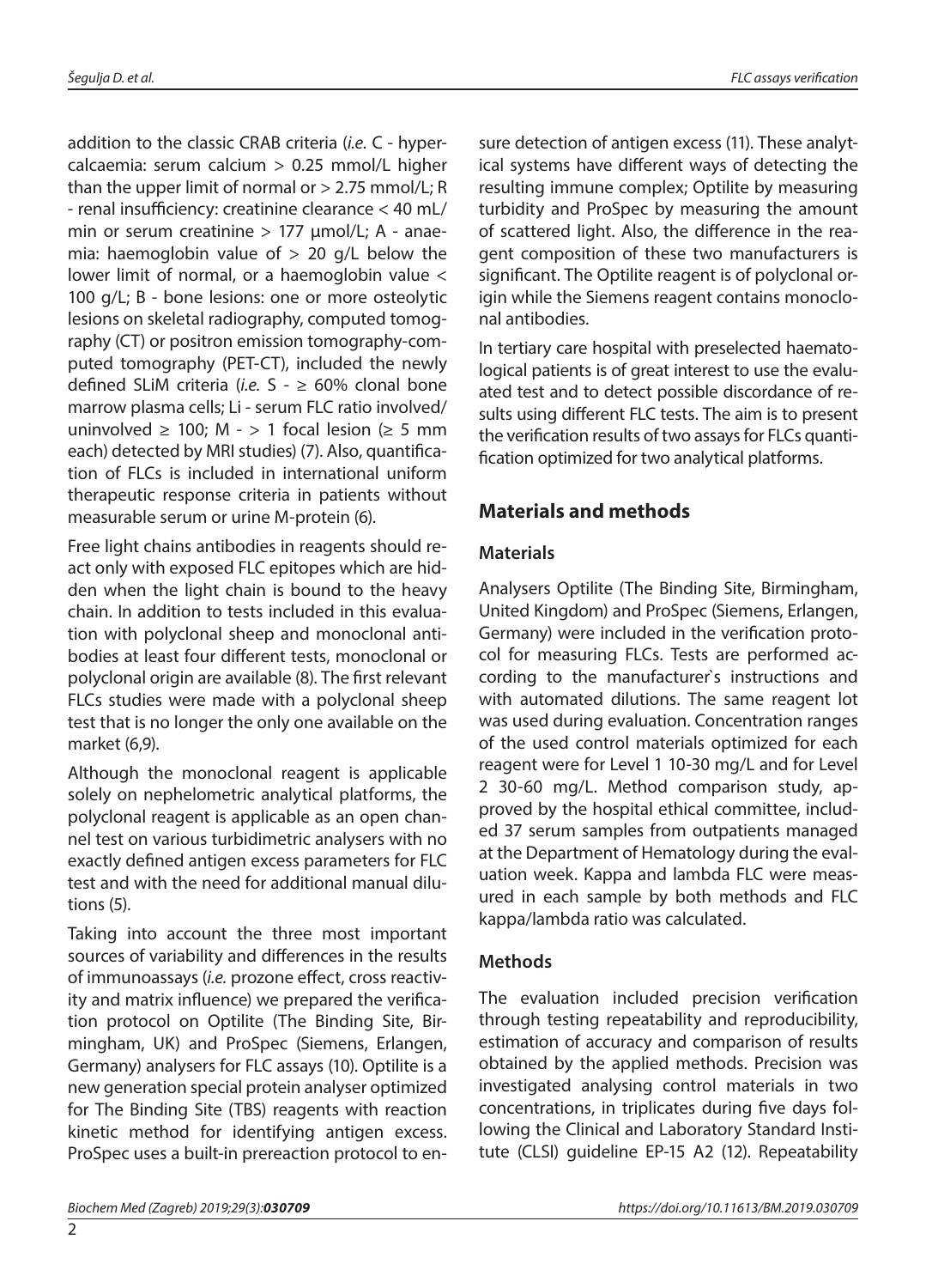addition to the classic CRAB criteria (*i.e.* C - hypercalcaemia: serum calcium > 0.25 mmol/L higher than the upper limit of normal or > 2.75 mmol/L; R - renal insufficiency: creatinine clearance < 40 mL/min or serum creatinine > 177 µmol/L; A - anaemia: haemoglobin value of > 20 g/L below the lower limit of normal, or a haemoglobin value < 100 g/L; B - bone lesions: one or more osteolytic lesions on skeletal radiography, computed tomography (CT) or positron emission tomography-computed tomography (PET-CT), included the newly defined SLiM criteria (*i.e.* S - ≥ 60% clonal bone marrow plasma cells; Li - serum FLC ratio involved/uninvolved ≥ 100; M - > 1 focal lesion (≥ 5 mm each) detected by MRI studies) (7). Also, quantification of FLCs is included in international uniform therapeutic response criteria in patients without measurable serum or urine M-protein (6).

Free light chains antibodies in reagents should react only with exposed FLC epitopes which are hidden when the light chain is bound to the heavy chain. In addition to tests included in this evaluation with polyclonal sheep and monoclonal antibodies at least four different tests, monoclonal or polyclonal origin are available (8). The first relevant FLCs studies were made with a polyclonal sheep test that is no longer the only one available on the market (6,9).

Although the monoclonal reagent is applicable solely on nephelometric analytical platforms, the polyclonal reagent is applicable as an open channel test on various turbidimetric analysers with no exactly defined antigen excess parameters for FLC test and with the need for additional manual dilutions (5).

Taking into account the three most important sources of variability and differences in the results of immunoassays (*i.e.* prozone effect, cross reactivity and matrix influence) we prepared the verification protocol on Optilite (The Binding Site, Birmingham, UK) and ProSpec (Siemens, Erlangen, Germany) analysers for FLC assays (10). Optilite is a new generation special protein analyser optimized for The Binding Site (TBS) reagents with reaction kinetic method for identifying antigen excess. ProSpec uses a built-in prereaction protocol to ensure detection of antigen excess (11). These analytical systems have different ways of detecting the resulting immune complex; Optilite by measuring turbidity and ProSpec by measuring the amount of scattered light. Also, the difference in the reagent composition of these two manufacturers is significant. The Optilite reagent is of polyclonal origin while the Siemens reagent contains monoclonal antibodies.

In tertiary care hospital with preselected haematological patients is of great interest to use the evaluated test and to detect possible discordance of results using different FLC tests. The aim is to present the verification results of two assays for FLCs quantification optimized for two analytical platforms.

## Materials and methods

### Materials

Analysers Optilite (The Binding Site, Birmingham, United Kingdom) and ProSpec (Siemens, Erlangen, Germany) were included in the verification protocol for measuring FLCs. Tests are performed according to the manufacturer`s instructions and with automated dilutions. The same reagent lot was used during evaluation. Concentration ranges of the used control materials optimized for each reagent were for Level 1 10-30 mg/L and for Level 2 30-60 mg/L. Method comparison study, approved by the hospital ethical committee, included 37 serum samples from outpatients managed at the Department of Hematology during the evaluation week. Kappa and lambda FLC were measured in each sample by both methods and FLC kappa/lambda ratio was calculated.

### Methods

The evaluation included precision verification through testing repeatability and reproducibility, estimation of accuracy and comparison of results obtained by the applied methods. Precision was investigated analysing control materials in two concentrations, in triplicates during five days following the Clinical and Laboratory Standard Institute (CLSI) guideline EP-15 A2 (12). Repeatability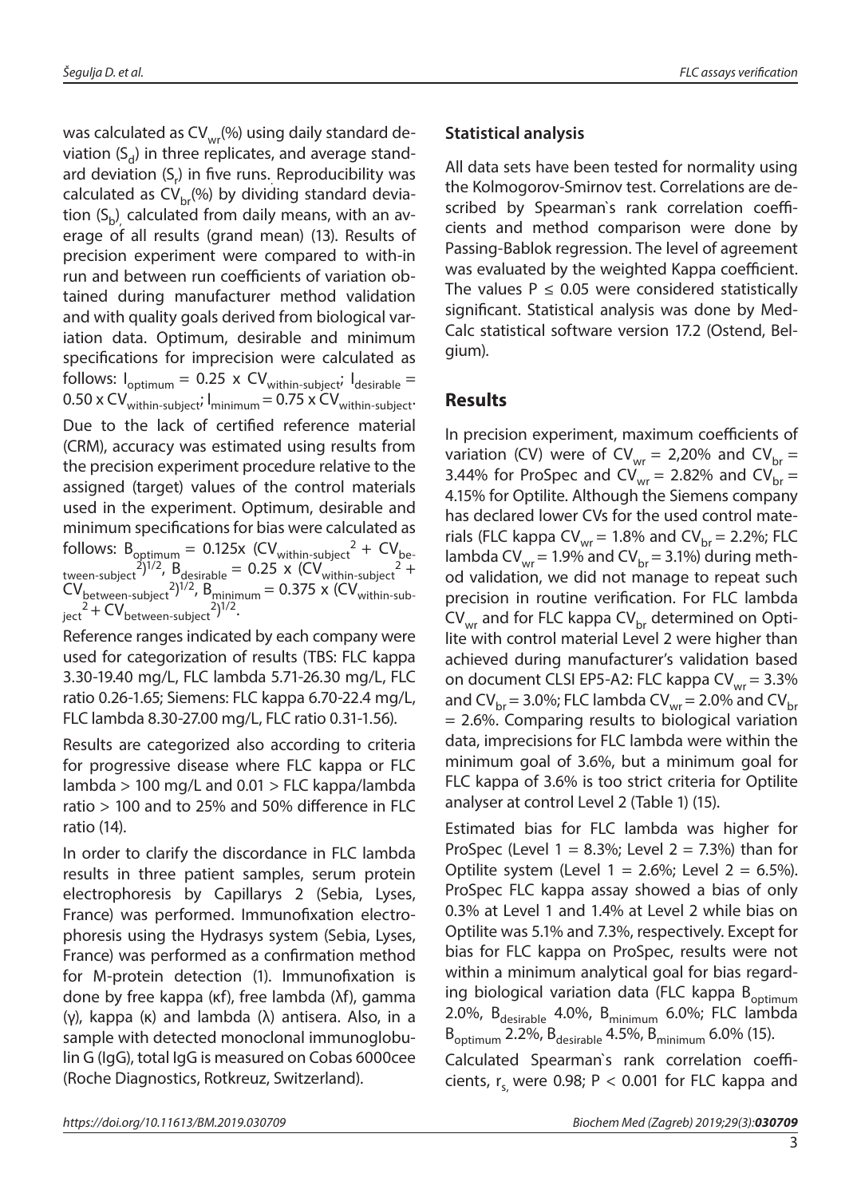was calculated as $CV_{wr}$(%) using daily standard deviation ($S_d$) in three replicates, and average standard deviation ($S_r$) in five runs. Reproducibility was calculated as $CV_{br}$(%) by dividing standard deviation ($S_b$) calculated from daily means, with an average of all results (grand mean) (13). Results of precision experiment were compared to with-in run and between run coefficients of variation obtained during manufacturer method validation and with quality goals derived from biological variation data. Optimum, desirable and minimum specifications for imprecision were calculated as follows: $I_{optimum} = 0.25 \times CV_{within\text{-}subject}$; $I_{desirable} = 0.50 \times CV_{within\text{-}subject}$; $I_{minimum} = 0.75 \times CV_{within\text{-}subject}$.

Due to the lack of certified reference material (CRM), accuracy was estimated using results from the precision experiment procedure relative to the assigned (target) values of the control materials used in the experiment. Optimum, desirable and minimum specifications for bias were calculated as follows: $B_{optimum} = 0.125 \times (CV_{within\text{-}subject}^2 + CV_{between\text{-}subject}^2)^{1/2}$, $B_{desirable} = 0.25 \times (CV_{within\text{-}subject}^2 + CV_{between\text{-}subject}^2)^{1/2}$, $B_{minimum} = 0.375 \times (CV_{within\text{-}subject}^2 + CV_{between\text{-}subject}^2)^{1/2}$.

Reference ranges indicated by each company were used for categorization of results (TBS: FLC kappa 3.30-19.40 mg/L, FLC lambda 5.71-26.30 mg/L, FLC ratio 0.26-1.65; Siemens: FLC kappa 6.70-22.4 mg/L, FLC lambda 8.30-27.00 mg/L, FLC ratio 0.31-1.56).

Results are categorized also according to criteria for progressive disease where FLC kappa or FLC lambda > 100 mg/L and 0.01 > FLC kappa/lambda ratio > 100 and to 25% and 50% difference in FLC ratio (14).

In order to clarify the discordance in FLC lambda results in three patient samples, serum protein electrophoresis by Capillarys 2 (Sebia, Lyses, France) was performed. Immunofixation electrophoresis using the Hydrasys system (Sebia, Lyses, France) was performed as a confirmation method for M-protein detection (1). Immunofixation is done by free kappa (κf), free lambda (λf), gamma (γ), kappa (κ) and lambda (λ) antisera. Also, in a sample with detected monoclonal immunoglobulin G (IgG), total IgG is measured on Cobas 6000cee (Roche Diagnostics, Rotkreuz, Switzerland).

**Statistical analysis**

All data sets have been tested for normality using the Kolmogorov-Smirnov test. Correlations are described by Spearman`s rank correlation coefficients and method comparison were done by Passing-Bablok regression. The level of agreement was evaluated by the weighted Kappa coefficient. The values $P \leq 0.05$ were considered statistically significant. Statistical analysis was done by MedCalc statistical software version 17.2 (Ostend, Belgium).

## Results

In precision experiment, maximum coefficients of variation (CV) were of $CV_{wr}$ = 2,20% and $CV_{br}$ = 3.44% for ProSpec and $CV_{wr}$ = 2.82% and $CV_{br}$ = 4.15% for Optilite. Although the Siemens company has declared lower CVs for the used control materials (FLC kappa $CV_{wr}$ = 1.8% and $CV_{br}$ = 2.2%; FLC lambda $CV_{wr}$ = 1.9% and $CV_{br}$ = 3.1%) during method validation, we did not manage to repeat such precision in routine verification. For FLC lambda $CV_{wr}$ and for FLC kappa $CV_{br}$ determined on Optilite with control material Level 2 were higher than achieved during manufacturer's validation based on document CLSI EP5-A2: FLC kappa $CV_{wr}$ = 3.3% and $CV_{br}$ = 3.0%; FLC lambda $CV_{wr}$ = 2.0% and $CV_{br}$ = 2.6%. Comparing results to biological variation data, imprecisions for FLC lambda were within the minimum goal of 3.6%, but a minimum goal for FLC kappa of 3.6% is too strict criteria for Optilite analyser at control Level 2 (Table 1) (15).

Estimated bias for FLC lambda was higher for ProSpec (Level 1 = 8.3%; Level 2 = 7.3%) than for Optilite system (Level 1 = 2.6%; Level 2 = 6.5%). ProSpec FLC kappa assay showed a bias of only 0.3% at Level 1 and 1.4% at Level 2 while bias on Optilite was 5.1% and 7.3%, respectively. Except for bias for FLC kappa on ProSpec, results were not within a minimum analytical goal for bias regarding biological variation data (FLC kappa $B_{optimum}$ 2.0%, $B_{desirable}$ 4.0%, $B_{minimum}$ 6.0%; FLC lambda $B_{optimum}$ 2.2%, $B_{desirable}$ 4.5%, $B_{minimum}$ 6.0% (15).

Calculated Spearman`s rank correlation coefficients, $r_s$, were 0.98; $P < 0.001$ for FLC kappa and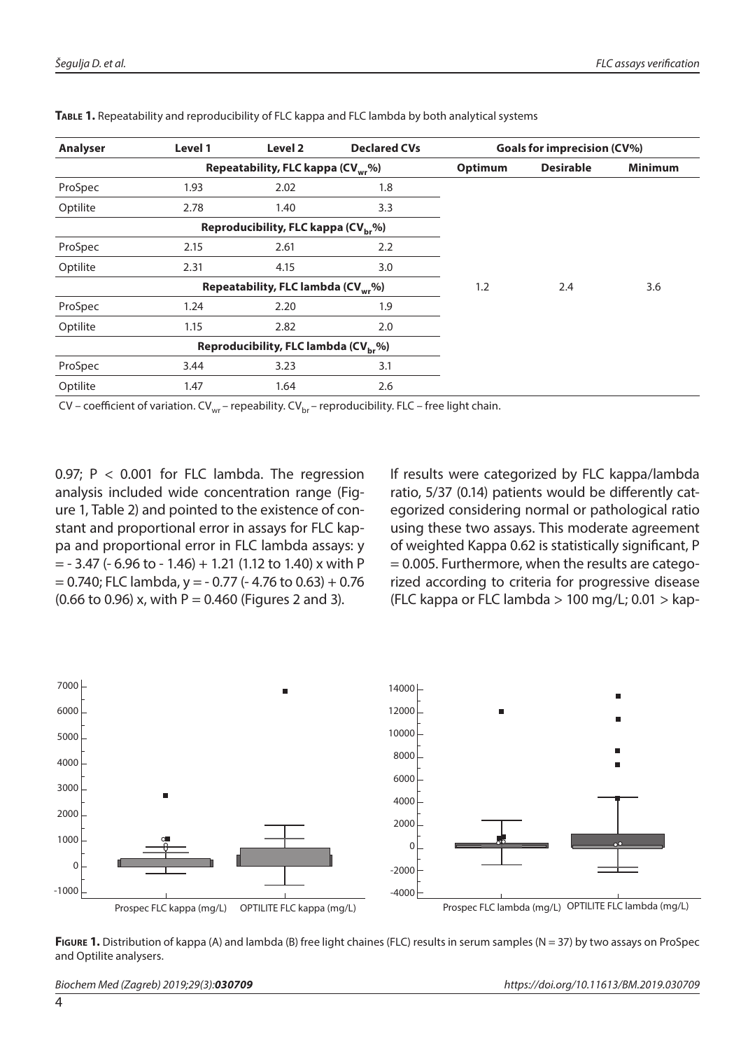**Table 1.** Repeatability and reproducibility of FLC kappa and FLC lambda by both analytical systems

| Analyser | Level 1 | Level 2 | Declared CVs | Goals for imprecision (CV%) | | |
|---|---|---|---|---|---|---|
| | Repeatability, FLC kappa ($CV_{wr}$%) | | | Optimum | Desirable | Minimum |
| ProSpec | 1.93 | 2.02 | 1.8 | | | |
| Optilite | 2.78 | 1.40 | 3.3 | | | |
| | Reproducibility, FLC kappa ($CV_{br}$%) | | | | | |
| ProSpec | 2.15 | 2.61 | 2.2 | | | |
| Optilite | 2.31 | 4.15 | 3.0 | | | |
| | Repeatability, FLC lambda ($CV_{wr}$%) | | | 1.2 | 2.4 | 3.6 |
| ProSpec | 1.24 | 2.20 | 1.9 | | | |
| Optilite | 1.15 | 2.82 | 2.0 | | | |
| | Reproducibility, FLC lambda ($CV_{br}$%) | | | | | |
| ProSpec | 3.44 | 3.23 | 3.1 | | | |
| Optilite | 1.47 | 1.64 | 2.6 | | | |

CV – coefficient of variation. $CV_{wr}$ – repeability. $CV_{br}$ – reproducibility. FLC – free light chain.

0.97; $P < 0.001$ for FLC lambda. The regression analysis included wide concentration range (Figure 1, Table 2) and pointed to the existence of constant and proportional error in assays for FLC kappa and proportional error in FLC lambda assays: $y = -3.47$ ($-6.96$ to $-1.46$) + 1.21 (1.12 to 1.40) x with $P = 0.740$; FLC lambda, $y = -0.77$ ($-4.76$ to 0.63) + 0.76 (0.66 to 0.96) x, with $P = 0.460$ (Figures 2 and 3).

If results were categorized by FLC kappa/lambda ratio, 5/37 (0.14) patients would be differently categorized considering normal or pathological ratio using these two assays. This moderate agreement of weighted Kappa 0.62 is statistically significant, $P = 0.005$. Furthermore, when the results are categorized according to criteria for progressive disease (FLC kappa or FLC lambda > 100 mg/L; 0.01 > kap-

**Figure 1.** Distribution of kappa (A) and lambda (B) free light chaines (FLC) results in serum samples (N = 37) by two assays on ProSpec and Optilite analysers.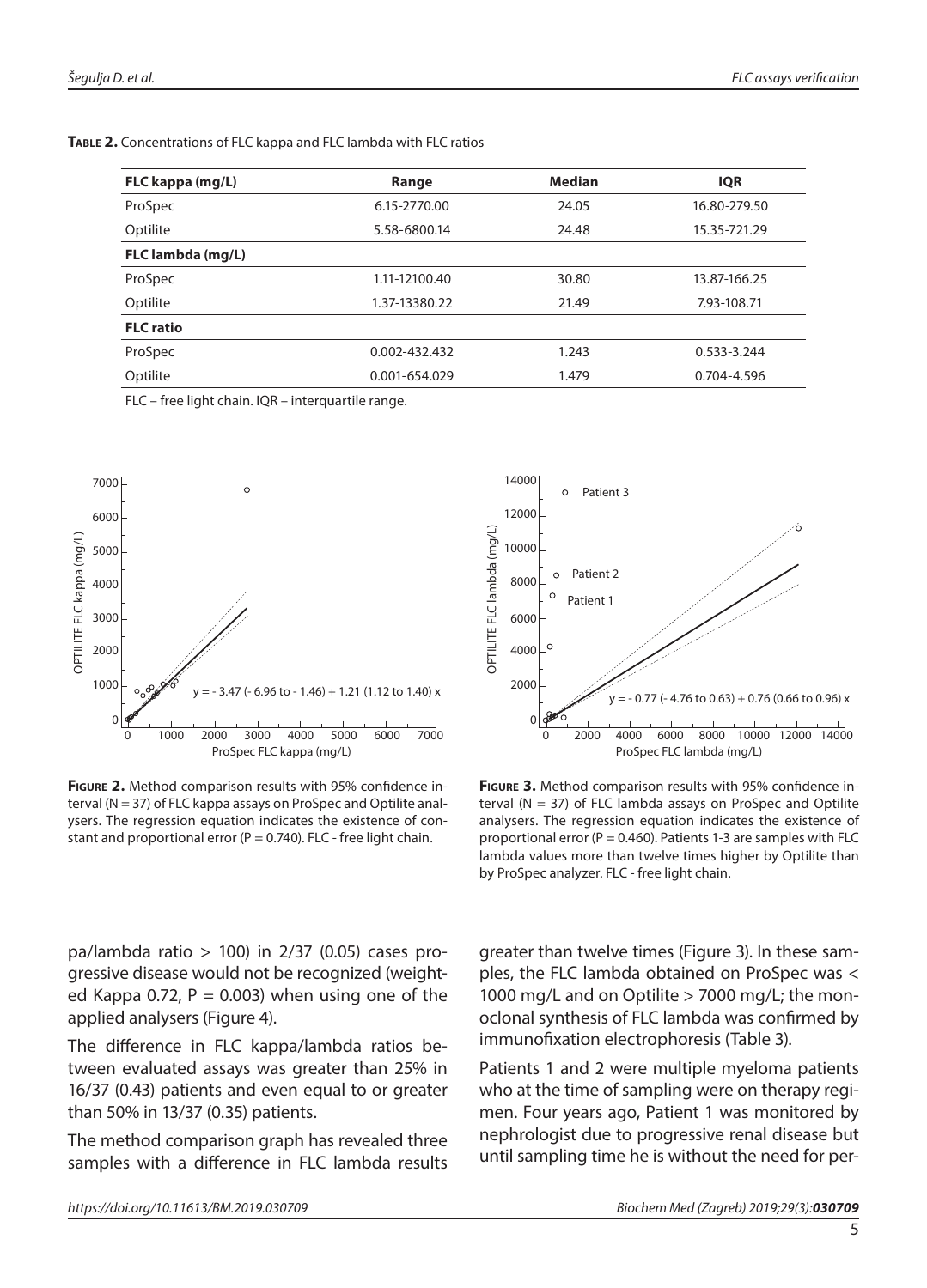**Table 2.** Concentrations of FLC kappa and FLC lambda with FLC ratios

| FLC kappa (mg/L) | Range | Median | IQR |
|---|---|---|---|
| ProSpec | 6.15-2770.00 | 24.05 | 16.80-279.50 |
| Optilite | 5.58-6800.14 | 24.48 | 15.35-721.29 |
| **FLC lambda (mg/L)** | | | |
| ProSpec | 1.11-12100.40 | 30.80 | 13.87-166.25 |
| Optilite | 1.37-13380.22 | 21.49 | 7.93-108.71 |
| **FLC ratio** | | | |
| ProSpec | 0.002-432.432 | 1.243 | 0.533-3.244 |
| Optilite | 0.001-654.029 | 1.479 | 0.704-4.596 |

FLC – free light chain. IQR – interquartile range.

**Figure 2.** Method comparison results with 95% confidence interval (N = 37) of FLC kappa assays on ProSpec and Optilite analysers. The regression equation indicates the existence of constant and proportional error (P = 0.740). FLC - free light chain.

**Figure 3.** Method comparison results with 95% confidence interval (N = 37) of FLC lambda assays on ProSpec and Optilite analysers. The regression equation indicates the existence of proportional error (P = 0.460). Patients 1-3 are samples with FLC lambda values more than twelve times higher by Optilite than by ProSpec analyzer. FLC - free light chain.

pa/lambda ratio > 100) in 2/37 (0.05) cases progressive disease would not be recognized (weighted Kappa 0.72, P = 0.003) when using one of the applied analysers (Figure 4).

The difference in FLC kappa/lambda ratios between evaluated assays was greater than 25% in 16/37 (0.43) patients and even equal to or greater than 50% in 13/37 (0.35) patients.

The method comparison graph has revealed three samples with a difference in FLC lambda results greater than twelve times (Figure 3). In these samples, the FLC lambda obtained on ProSpec was < 1000 mg/L and on Optilite > 7000 mg/L; the monoclonal synthesis of FLC lambda was confirmed by immunofixation electrophoresis (Table 3).

Patients 1 and 2 were multiple myeloma patients who at the time of sampling were on therapy regimen. Four years ago, Patient 1 was monitored by nephrologist due to progressive renal disease but until sampling time he is without the need for per-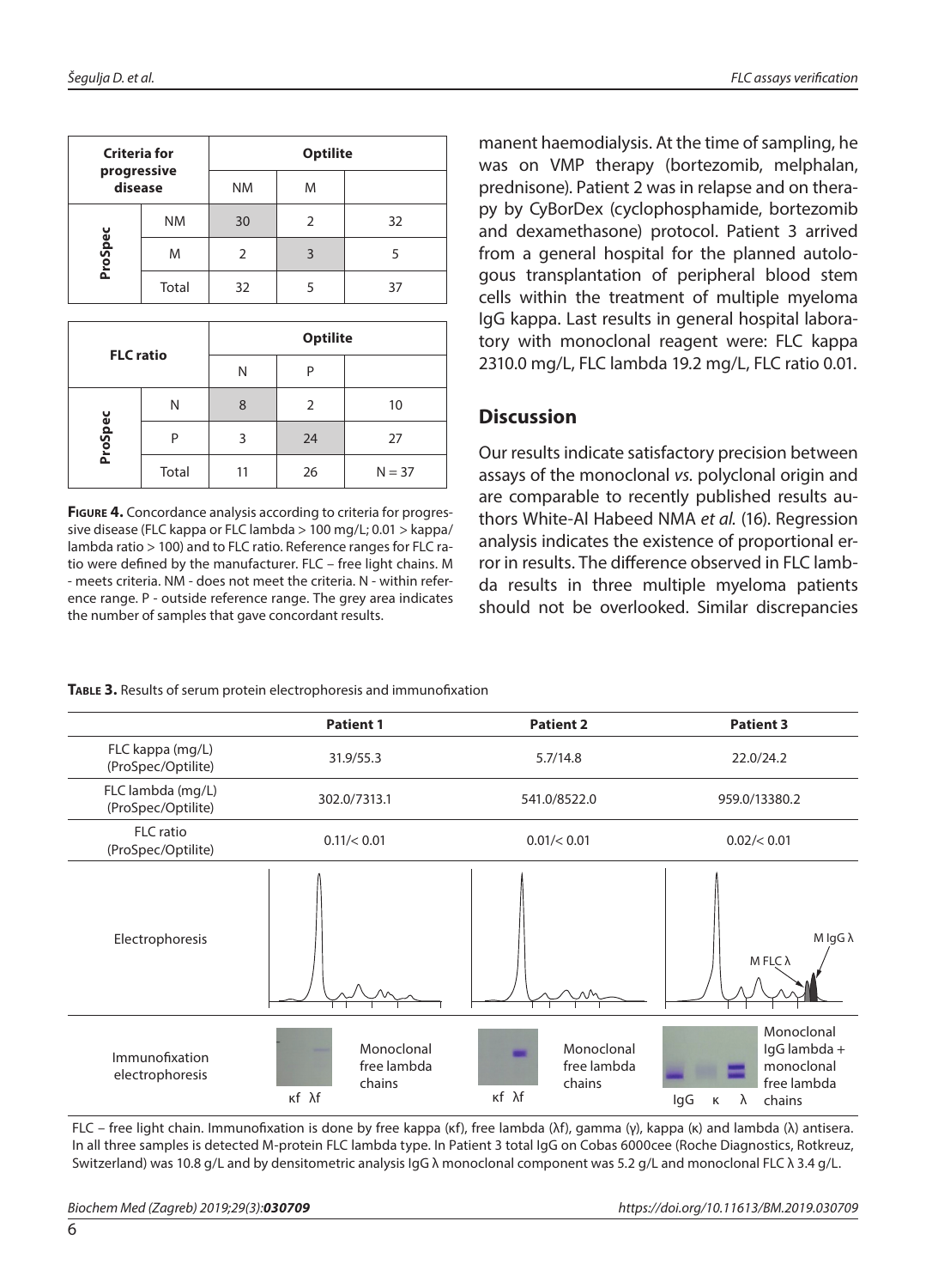| Criteria for progressive disease | | Optilite | | |
|---|---|---|---|---|
| | | NM | M | |
| ProSpec | NM | 30 | 2 | 32 |
| | M | 2 | 3 | 5 |
| | Total | 32 | 5 | 37 |

| FLC ratio | | Optilite | | |
|---|---|---|---|---|
| | | N | P | |
| ProSpec | N | 8 | 2 | 10 |
| | P | 3 | 24 | 27 |
| | Total | 11 | 26 | N = 37 |

**Figure 4.** Concordance analysis according to criteria for progressive disease (FLC kappa or FLC lambda > 100 mg/L; 0.01 > kappa/lambda ratio > 100) and to FLC ratio. Reference ranges for FLC ratio were defined by the manufacturer. FLC – free light chains. M - meets criteria. NM - does not meet the criteria. N - within reference range. P - outside reference range. The grey area indicates the number of samples that gave concordant results.

manent haemodialysis. At the time of sampling, he was on VMP therapy (bortezomib, melphalan, prednisone). Patient 2 was in relapse and on therapy by CyBorDex (cyclophosphamide, bortezomib and dexamethasone) protocol. Patient 3 arrived from a general hospital for the planned autologous transplantation of peripheral blood stem cells within the treatment of multiple myeloma IgG kappa. Last results in general hospital laboratory with monoclonal reagent were: FLC kappa 2310.0 mg/L, FLC lambda 19.2 mg/L, FLC ratio 0.01.

## Discussion

Our results indicate satisfactory precision between assays of the monoclonal *vs.* polyclonal origin and are comparable to recently published results authors White-Al Habeed NMA *et al.* (16). Regression analysis indicates the existence of proportional error in results. The difference observed in FLC lambda results in three multiple myeloma patients should not be overlooked. Similar discrepancies

**Table 3.** Results of serum protein electrophoresis and immunofixation

| | Patient 1 | Patient 2 | Patient 3 |
|---|---|---|---|
| FLC kappa (mg/L) (ProSpec/Optilite) | 31.9/55.3 | 5.7/14.8 | 22.0/24.2 |
| FLC lambda (mg/L) (ProSpec/Optilite) | 302.0/7313.1 | 541.0/8522.0 | 959.0/13380.2 |
| FLC ratio (ProSpec/Optilite) | 0.11/< 0.01 | 0.01/< 0.01 | 0.02/< 0.01 |
| Electrophoresis | | | M FLC λ; M IgG λ |
| Immunofixation electrophoresis | κf λf — Monoclonal free lambda chains | κf λf — Monoclonal free lambda chains | IgG κ λ — Monoclonal IgG lambda + monoclonal free lambda chains |

FLC – free light chain. Immunofixation is done by free kappa (κf), free lambda (λf), gamma (γ), kappa (κ) and lambda (λ) antisera. In all three samples is detected M-protein FLC lambda type. In Patient 3 total IgG on Cobas 6000cee (Roche Diagnostics, Rotkreuz, Switzerland) was 10.8 g/L and by densitometric analysis IgG λ monoclonal component was 5.2 g/L and monoclonal FLC λ 3.4 g/L.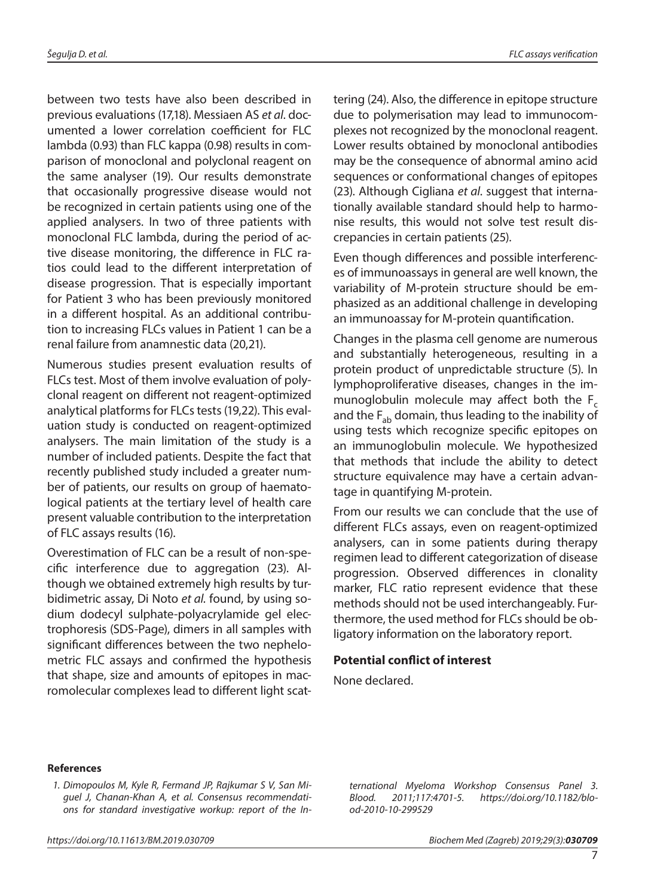between two tests have also been described in previous evaluations (17,18). Messiaen AS *et al*. documented a lower correlation coefficient for FLC lambda (0.93) than FLC kappa (0.98) results in comparison of monoclonal and polyclonal reagent on the same analyser (19). Our results demonstrate that occasionally progressive disease would not be recognized in certain patients using one of the applied analysers. In two of three patients with monoclonal FLC lambda, during the period of active disease monitoring, the difference in FLC ratios could lead to the different interpretation of disease progression. That is especially important for Patient 3 who has been previously monitored in a different hospital. As an additional contribution to increasing FLCs values in Patient 1 can be a renal failure from anamnestic data (20,21).

Numerous studies present evaluation results of FLCs test. Most of them involve evaluation of polyclonal reagent on different not reagent-optimized analytical platforms for FLCs tests (19,22). This evaluation study is conducted on reagent-optimized analysers. The main limitation of the study is a number of included patients. Despite the fact that recently published study included a greater number of patients, our results on group of haematological patients at the tertiary level of health care present valuable contribution to the interpretation of FLC assays results (16).

Overestimation of FLC can be a result of non-specific interference due to aggregation (23). Although we obtained extremely high results by turbidimetric assay, Di Noto *et al.* found, by using sodium dodecyl sulphate-polyacrylamide gel electrophoresis (SDS-Page), dimers in all samples with significant differences between the two nephelometric FLC assays and confirmed the hypothesis that shape, size and amounts of epitopes in macromolecular complexes lead to different light scattering (24). Also, the difference in epitope structure due to polymerisation may lead to immunocomplexes not recognized by the monoclonal reagent. Lower results obtained by monoclonal antibodies may be the consequence of abnormal amino acid sequences or conformational changes of epitopes (23). Although Cigliana *et al*. suggest that internationally available standard should help to harmonise results, this would not solve test result discrepancies in certain patients (25).

Even though differences and possible interferences of immunoassays in general are well known, the variability of M-protein structure should be emphasized as an additional challenge in developing an immunoassay for M-protein quantification.

Changes in the plasma cell genome are numerous and substantially heterogeneous, resulting in a protein product of unpredictable structure (5). In lymphoproliferative diseases, changes in the immunoglobulin molecule may affect both the $F_c$ and the $F_{ab}$ domain, thus leading to the inability of using tests which recognize specific epitopes on an immunoglobulin molecule. We hypothesized that methods that include the ability to detect structure equivalence may have a certain advantage in quantifying M-protein.

From our results we can conclude that the use of different FLCs assays, even on reagent-optimized analysers, can in some patients during therapy regimen lead to different categorization of disease progression. Observed differences in clonality marker, FLC ratio represent evidence that these methods should not be used interchangeably. Furthermore, the used method for FLCs should be obligatory information on the laboratory report.

## Potential conflict of interest

None declared.

## References

1. *Dimopoulos M, Kyle R, Fermand JP, Rajkumar S V, San Miguel J, Chanan-Khan A, et al. Consensus recommendations for standard investigative workup: report of the International Myeloma Workshop Consensus Panel 3. Blood. 2011;117:4701-5. https://doi.org/10.1182/blood-2010-10-299529*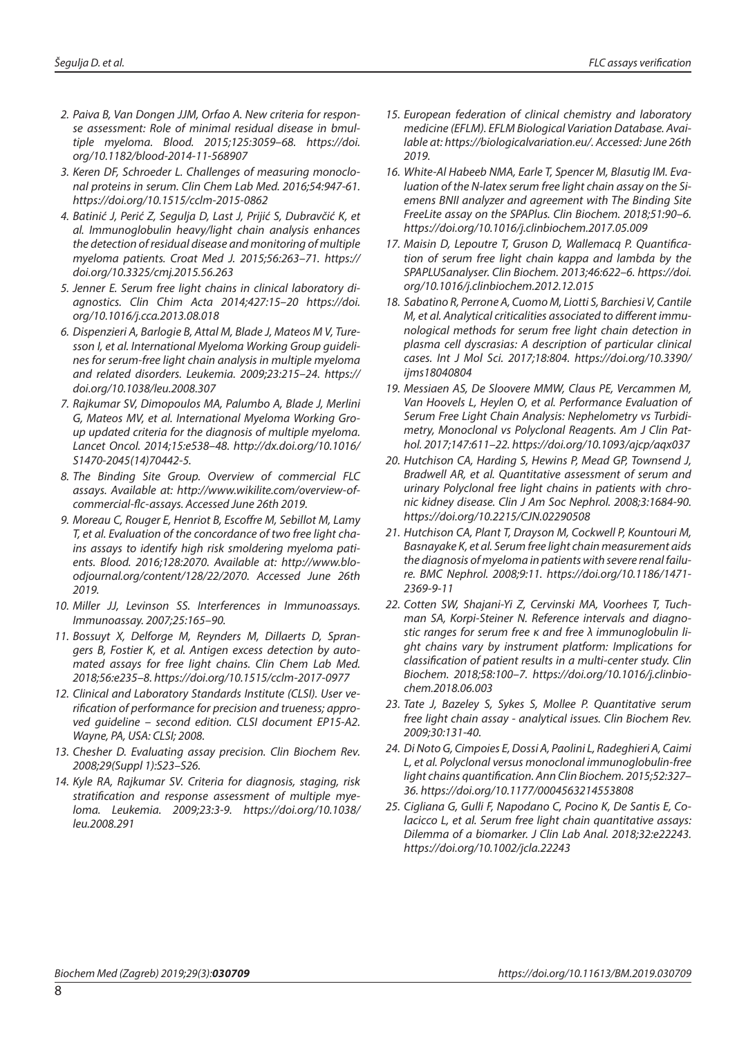2. Paiva B, Van Dongen JJM, Orfao A. New criteria for response assessment: Role of minimal residual disease in bmultiple myeloma. Blood. 2015;125:3059–68. https://doi.org/10.1182/blood-2014-11-568907
3. Keren DF, Schroeder L. Challenges of measuring monoclonal proteins in serum. Clin Chem Lab Med. 2016;54:947-61. https://doi.org/10.1515/cclm-2015-0862
4. Batinić J, Perić Z, Segulja D, Last J, Prijić S, Dubravčić K, et al. Immunoglobulin heavy/light chain analysis enhances the detection of residual disease and monitoring of multiple myeloma patients. Croat Med J. 2015;56:263–71. https://doi.org/10.3325/cmj.2015.56.263
5. Jenner E. Serum free light chains in clinical laboratory diagnostics. Clin Chim Acta 2014;427:15–20 https://doi.org/10.1016/j.cca.2013.08.018
6. Dispenzieri A, Barlogie B, Attal M, Blade J, Mateos M V, Turesson I, et al. International Myeloma Working Group guidelines for serum-free light chain analysis in multiple myeloma and related disorders. Leukemia. 2009;23:215–24. https://doi.org/10.1038/leu.2008.307
7. Rajkumar SV, Dimopoulos MA, Palumbo A, Blade J, Merlini G, Mateos MV, et al. International Myeloma Working Group updated criteria for the diagnosis of multiple myeloma. Lancet Oncol. 2014;15:e538–48. http://dx.doi.org/10.1016/S1470-2045(14)70442-5.
8. The Binding Site Group. Overview of commercial FLC assays. Available at: http://www.wikilite.com/overview-of-commercial-flc-assays. Accessed June 26th 2019.
9. Moreau C, Rouger E, Henriot B, Escoffre M, Sebillot M, Lamy T, et al. Evaluation of the concordance of two free light chains assays to identify high risk smoldering myeloma patients. Blood. 2016;128:2070. Available at: http://www.bloodjournal.org/content/128/22/2070. Accessed June 26th 2019.
10. Miller JJ, Levinson SS. Interferences in Immunoassays. Immunoassay. 2007;25:165–90.
11. Bossuyt X, Delforge M, Reynders M, Dillaerts D, Sprangers B, Fostier K, et al. Antigen excess detection by automated assays for free light chains. Clin Chem Lab Med. 2018;56:e235–8. https://doi.org/10.1515/cclm-2017-0977
12. Clinical and Laboratory Standards Institute (CLSI). User verification of performance for precision and trueness; approved guideline – second edition. CLSI document EP15-A2. Wayne, PA, USA: CLSI; 2008.
13. Chesher D. Evaluating assay precision. Clin Biochem Rev. 2008;29(Suppl 1):S23–S26.
14. Kyle RA, Rajkumar SV. Criteria for diagnosis, staging, risk stratification and response assessment of multiple myeloma. Leukemia. 2009;23:3-9. https://doi.org/10.1038/leu.2008.291
15. European federation of clinical chemistry and laboratory medicine (EFLM). EFLM Biological Variation Database. Available at: https://biologicalvariation.eu/. Accessed: June 26th 2019.
16. White-Al Habeeb NMA, Earle T, Spencer M, Blasutig IM. Evaluation of the N-latex serum free light chain assay on the Siemens BNII analyzer and agreement with The Binding Site FreeLite assay on the SPAPlus. Clin Biochem. 2018;51:90–6. https://doi.org/10.1016/j.clinbiochem.2017.05.009
17. Maisin D, Lepoutre T, Gruson D, Wallemacq P. Quantification of serum free light chain kappa and lambda by the SPAPLUSanalyser. Clin Biochem. 2013;46:622–6. https://doi.org/10.1016/j.clinbiochem.2012.12.015
18. Sabatino R, Perrone A, Cuomo M, Liotti S, Barchiesi V, Cantile M, et al. Analytical criticalities associated to different immunological methods for serum free light chain detection in plasma cell dyscrasias: A description of particular clinical cases. Int J Mol Sci. 2017;18:804. https://doi.org/10.3390/ijms18040804
19. Messiaen AS, De Sloovere MMW, Claus PE, Vercammen M, Van Hoovels L, Heylen O, et al. Performance Evaluation of Serum Free Light Chain Analysis: Nephelometry vs Turbidimetry, Monoclonal vs Polyclonal Reagents. Am J Clin Pathol. 2017;147:611–22. https://doi.org/10.1093/ajcp/aqx037
20. Hutchison CA, Harding S, Hewins P, Mead GP, Townsend J, Bradwell AR, et al. Quantitative assessment of serum and urinary Polyclonal free light chains in patients with chronic kidney disease. Clin J Am Soc Nephrol. 2008;3:1684-90. https://doi.org/10.2215/CJN.02290508
21. Hutchison CA, Plant T, Drayson M, Cockwell P, Kountouri M, Basnayake K, et al. Serum free light chain measurement aids the diagnosis of myeloma in patients with severe renal failure. BMC Nephrol. 2008;9:11. https://doi.org/10.1186/1471-2369-9-11
22. Cotten SW, Shajani-Yi Z, Cervinski MA, Voorhees T, Tuchman SA, Korpi-Steiner N. Reference intervals and diagnostic ranges for serum free κ and free λ immunoglobulin light chains vary by instrument platform: Implications for classification of patient results in a multi-center study. Clin Biochem. 2018;58:100–7. https://doi.org/10.1016/j.clinbiochem.2018.06.003
23. Tate J, Bazeley S, Sykes S, Mollee P. Quantitative serum free light chain assay - analytical issues. Clin Biochem Rev. 2009;30:131-40.
24. Di Noto G, Cimpoies E, Dossi A, Paolini L, Radeghieri A, Caimi L, et al. Polyclonal versus monoclonal immunoglobulin-free light chains quantification. Ann Clin Biochem. 2015;52:327–36. https://doi.org/10.1177/0004563214553808
25. Cigliana G, Gulli F, Napodano C, Pocino K, De Santis E, Colacicco L, et al. Serum free light chain quantitative assays: Dilemma of a biomarker. J Clin Lab Anal. 2018;32:e22243. https://doi.org/10.1002/jcla.22243